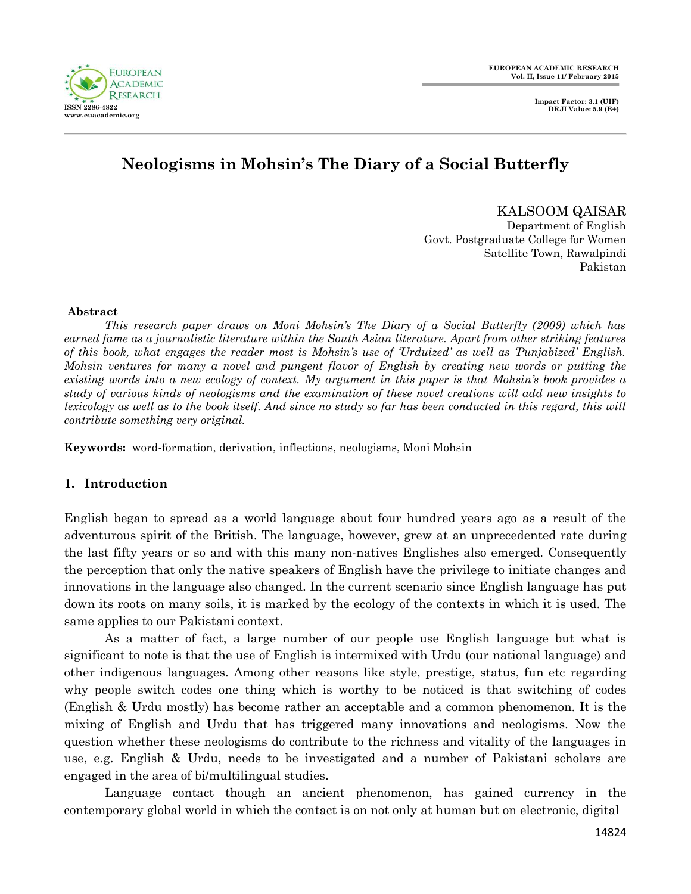# Neologisms in Mohsin's The Diary of a Social Butterfly

KALSOOM QAISAR
Department of English
Govt. Postgraduate College for Women
Satellite Town, Rawalpindi
Pakistan

**Abstract**

*This research paper draws on Moni Mohsin's The Diary of a Social Butterfly (2009) which has earned fame as a journalistic literature within the South Asian literature. Apart from other striking features of this book, what engages the reader most is Mohsin's use of 'Urduized' as well as 'Punjabized' English. Mohsin ventures for many a novel and pungent flavor of English by creating new words or putting the existing words into a new ecology of context. My argument in this paper is that Mohsin's book provides a study of various kinds of neologisms and the examination of these novel creations will add new insights to lexicology as well as to the book itself. And since no study so far has been conducted in this regard, this will contribute something very original.*

**Keywords:** word-formation, derivation, inflections, neologisms, Moni Mohsin

## 1. Introduction

English began to spread as a world language about four hundred years ago as a result of the adventurous spirit of the British. The language, however, grew at an unprecedented rate during the last fifty years or so and with this many non-natives Englishes also emerged. Consequently the perception that only the native speakers of English have the privilege to initiate changes and innovations in the language also changed. In the current scenario since English language has put down its roots on many soils, it is marked by the ecology of the contexts in which it is used. The same applies to our Pakistani context.

As a matter of fact, a large number of our people use English language but what is significant to note is that the use of English is intermixed with Urdu (our national language) and other indigenous languages. Among other reasons like style, prestige, status, fun etc regarding why people switch codes one thing which is worthy to be noticed is that switching of codes (English & Urdu mostly) has become rather an acceptable and a common phenomenon. It is the mixing of English and Urdu that has triggered many innovations and neologisms. Now the question whether these neologisms do contribute to the richness and vitality of the languages in use, e.g. English & Urdu, needs to be investigated and a number of Pakistani scholars are engaged in the area of bi/multilingual studies.

Language contact though an ancient phenomenon, has gained currency in the contemporary global world in which the contact is on not only at human but on electronic, digital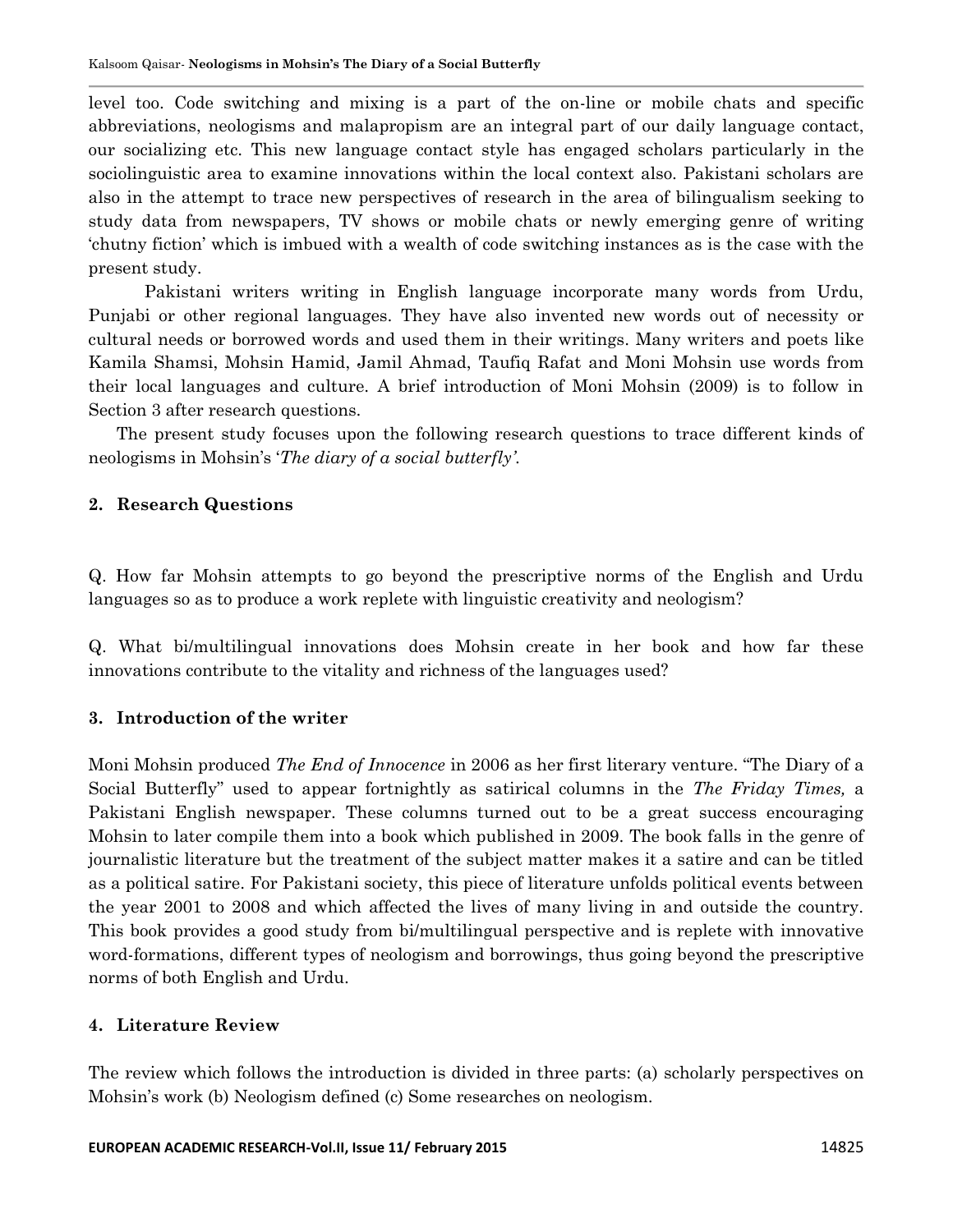level too. Code switching and mixing is a part of the on-line or mobile chats and specific abbreviations, neologisms and malapropism are an integral part of our daily language contact, our socializing etc. This new language contact style has engaged scholars particularly in the sociolinguistic area to examine innovations within the local context also. Pakistani scholars are also in the attempt to trace new perspectives of research in the area of bilingualism seeking to study data from newspapers, TV shows or mobile chats or newly emerging genre of writing 'chutny fiction' which is imbued with a wealth of code switching instances as is the case with the present study.

Pakistani writers writing in English language incorporate many words from Urdu, Punjabi or other regional languages. They have also invented new words out of necessity or cultural needs or borrowed words and used them in their writings. Many writers and poets like Kamila Shamsi, Mohsin Hamid, Jamil Ahmad, Taufiq Rafat and Moni Mohsin use words from their local languages and culture. A brief introduction of Moni Mohsin (2009) is to follow in Section 3 after research questions.

The present study focuses upon the following research questions to trace different kinds of neologisms in Mohsin's '*The diary of a social butterfly'*.

## 2. Research Questions

Q. How far Mohsin attempts to go beyond the prescriptive norms of the English and Urdu languages so as to produce a work replete with linguistic creativity and neologism?

Q. What bi/multilingual innovations does Mohsin create in her book and how far these innovations contribute to the vitality and richness of the languages used?

## 3. Introduction of the writer

Moni Mohsin produced *The End of Innocence* in 2006 as her first literary venture. "The Diary of a Social Butterfly" used to appear fortnightly as satirical columns in the *The Friday Times,* a Pakistani English newspaper. These columns turned out to be a great success encouraging Mohsin to later compile them into a book which published in 2009. The book falls in the genre of journalistic literature but the treatment of the subject matter makes it a satire and can be titled as a political satire. For Pakistani society, this piece of literature unfolds political events between the year 2001 to 2008 and which affected the lives of many living in and outside the country. This book provides a good study from bi/multilingual perspective and is replete with innovative word-formations, different types of neologism and borrowings, thus going beyond the prescriptive norms of both English and Urdu.

## 4. Literature Review

The review which follows the introduction is divided in three parts: (a) scholarly perspectives on Mohsin's work (b) Neologism defined (c) Some researches on neologism.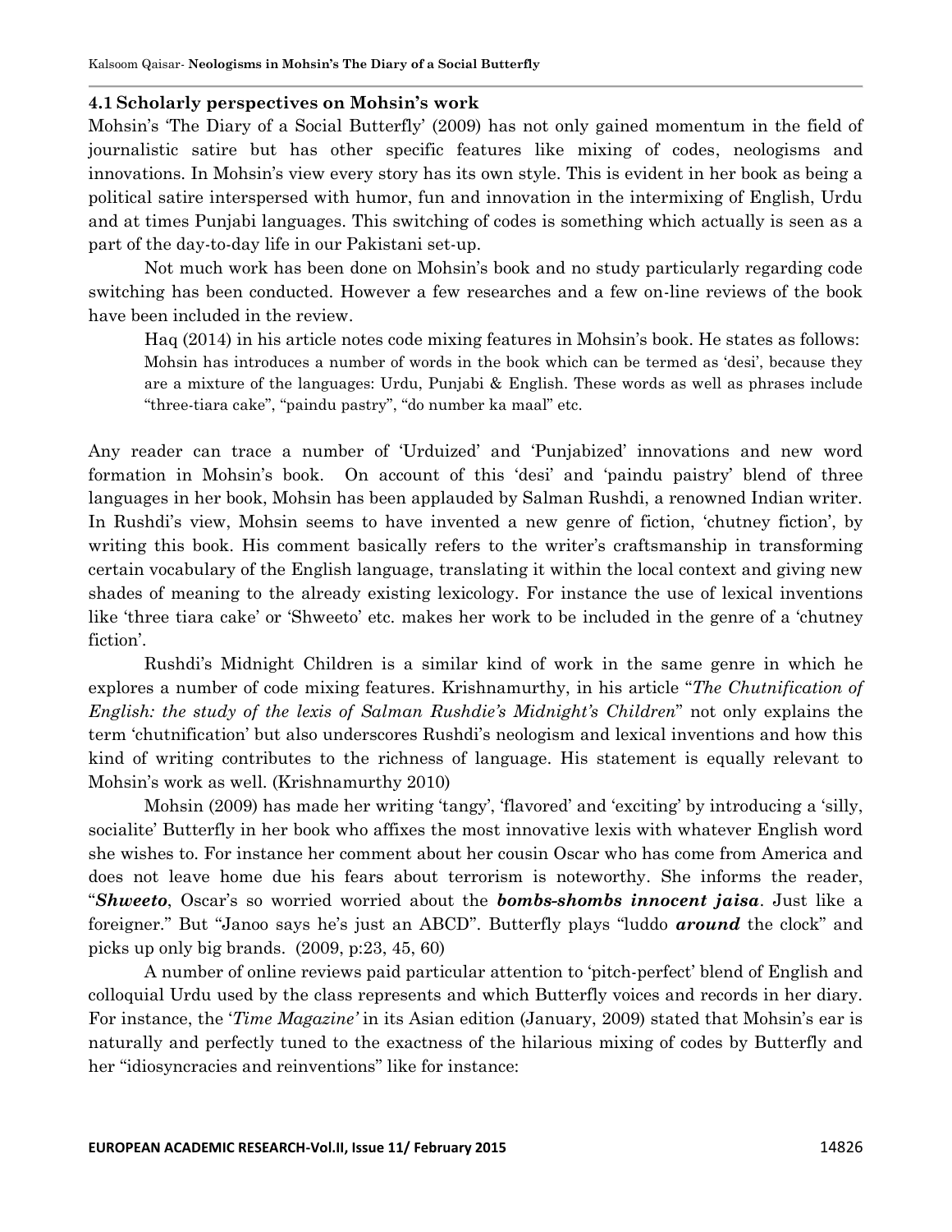### 4.1 Scholarly perspectives on Mohsin's work

Mohsin's 'The Diary of a Social Butterfly' (2009) has not only gained momentum in the field of journalistic satire but has other specific features like mixing of codes, neologisms and innovations. In Mohsin's view every story has its own style. This is evident in her book as being a political satire interspersed with humor, fun and innovation in the intermixing of English, Urdu and at times Punjabi languages. This switching of codes is something which actually is seen as a part of the day-to-day life in our Pakistani set-up.

Not much work has been done on Mohsin's book and no study particularly regarding code switching has been conducted. However a few researches and a few on-line reviews of the book have been included in the review.

> Haq (2014) in his article notes code mixing features in Mohsin's book. He states as follows:
> Mohsin has introduces a number of words in the book which can be termed as 'desi', because they are a mixture of the languages: Urdu, Punjabi & English. These words as well as phrases include "three-tiara cake", "paindu pastry", "do number ka maal" etc.

Any reader can trace a number of 'Urduized' and 'Punjabized' innovations and new word formation in Mohsin's book. On account of this 'desi' and 'paindu paistry' blend of three languages in her book, Mohsin has been applauded by Salman Rushdi, a renowned Indian writer. In Rushdi's view, Mohsin seems to have invented a new genre of fiction, 'chutney fiction', by writing this book. His comment basically refers to the writer's craftsmanship in transforming certain vocabulary of the English language, translating it within the local context and giving new shades of meaning to the already existing lexicology. For instance the use of lexical inventions like 'three tiara cake' or 'Shweeto' etc. makes her work to be included in the genre of a 'chutney fiction'.

Rushdi's Midnight Children is a similar kind of work in the same genre in which he explores a number of code mixing features. Krishnamurthy, in his article "*The Chutnification of English: the study of the lexis of Salman Rushdie's Midnight's Children*" not only explains the term 'chutnification' but also underscores Rushdi's neologism and lexical inventions and how this kind of writing contributes to the richness of language. His statement is equally relevant to Mohsin's work as well. (Krishnamurthy 2010)

Mohsin (2009) has made her writing 'tangy', 'flavored' and 'exciting' by introducing a 'silly, socialite' Butterfly in her book who affixes the most innovative lexis with whatever English word she wishes to. For instance her comment about her cousin Oscar who has come from America and does not leave home due his fears about terrorism is noteworthy. She informs the reader, "***Shweeto***, Oscar's so worried worried about the ***bombs-shombs innocent jaisa***. Just like a foreigner." But "Janoo says he's just an ABCD". Butterfly plays "luddo ***around*** the clock" and picks up only big brands. (2009, p:23, 45, 60)

A number of online reviews paid particular attention to 'pitch-perfect' blend of English and colloquial Urdu used by the class represents and which Butterfly voices and records in her diary. For instance, the '*Time Magazine'* in its Asian edition (January, 2009) stated that Mohsin's ear is naturally and perfectly tuned to the exactness of the hilarious mixing of codes by Butterfly and her "idiosyncracies and reinventions" like for instance: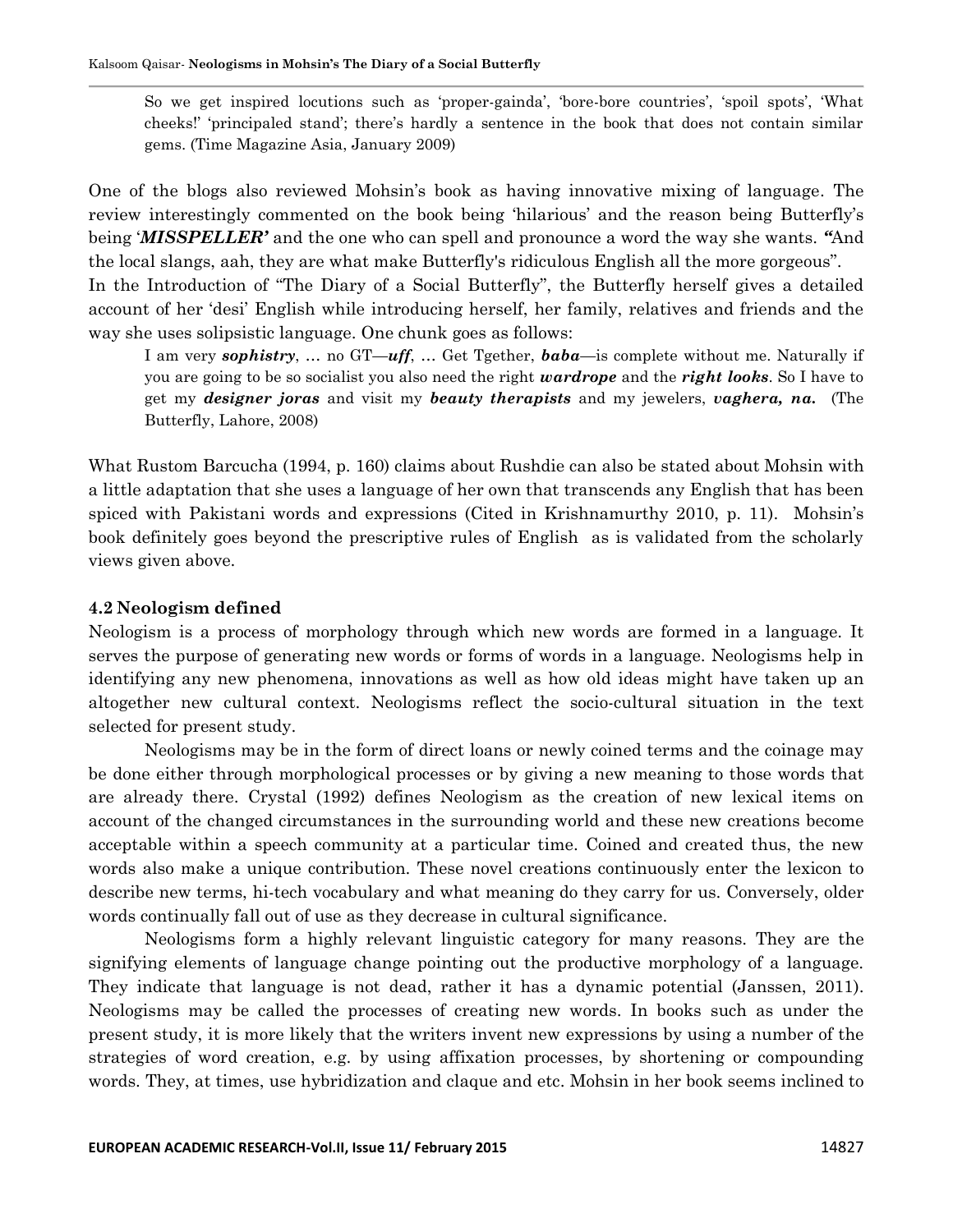> So we get inspired locutions such as 'proper-gainda', 'bore-bore countries', 'spoil spots', 'What cheeks!' 'principaled stand'; there's hardly a sentence in the book that does not contain similar gems. (Time Magazine Asia, January 2009)

One of the blogs also reviewed Mohsin's book as having innovative mixing of language. The review interestingly commented on the book being 'hilarious' and the reason being Butterfly's being '***MISSPELLER'*** and the one who can spell and pronounce a word the way she wants. **"**And the local slangs, aah, they are what make Butterfly's ridiculous English all the more gorgeous".

In the Introduction of "The Diary of a Social Butterfly", the Butterfly herself gives a detailed account of her 'desi' English while introducing herself, her family, relatives and friends and the way she uses solipsistic language. One chunk goes as follows:

> I am very ***sophistry***, … no GT—***uff***, … Get Tgether, ***baba***—is complete without me. Naturally if you are going to be so socialist you also need the right ***wardrope*** and the ***right looks***. So I have to get my ***designer joras*** and visit my ***beauty therapists*** and my jewelers, ***vaghera, na.*** (The Butterfly, Lahore, 2008)

What Rustom Barcucha (1994, p. 160) claims about Rushdie can also be stated about Mohsin with a little adaptation that she uses a language of her own that transcends any English that has been spiced with Pakistani words and expressions (Cited in Krishnamurthy 2010, p. 11). Mohsin's book definitely goes beyond the prescriptive rules of English as is validated from the scholarly views given above.

### 4.2 Neologism defined

Neologism is a process of morphology through which new words are formed in a language. It serves the purpose of generating new words or forms of words in a language. Neologisms help in identifying any new phenomena, innovations as well as how old ideas might have taken up an altogether new cultural context. Neologisms reflect the socio-cultural situation in the text selected for present study.

Neologisms may be in the form of direct loans or newly coined terms and the coinage may be done either through morphological processes or by giving a new meaning to those words that are already there. Crystal (1992) defines Neologism as the creation of new lexical items on account of the changed circumstances in the surrounding world and these new creations become acceptable within a speech community at a particular time. Coined and created thus, the new words also make a unique contribution. These novel creations continuously enter the lexicon to describe new terms, hi-tech vocabulary and what meaning do they carry for us. Conversely, older words continually fall out of use as they decrease in cultural significance.

Neologisms form a highly relevant linguistic category for many reasons. They are the signifying elements of language change pointing out the productive morphology of a language. They indicate that language is not dead, rather it has a dynamic potential (Janssen, 2011). Neologisms may be called the processes of creating new words. In books such as under the present study, it is more likely that the writers invent new expressions by using a number of the strategies of word creation, e.g. by using affixation processes, by shortening or compounding words. They, at times, use hybridization and claque and etc. Mohsin in her book seems inclined to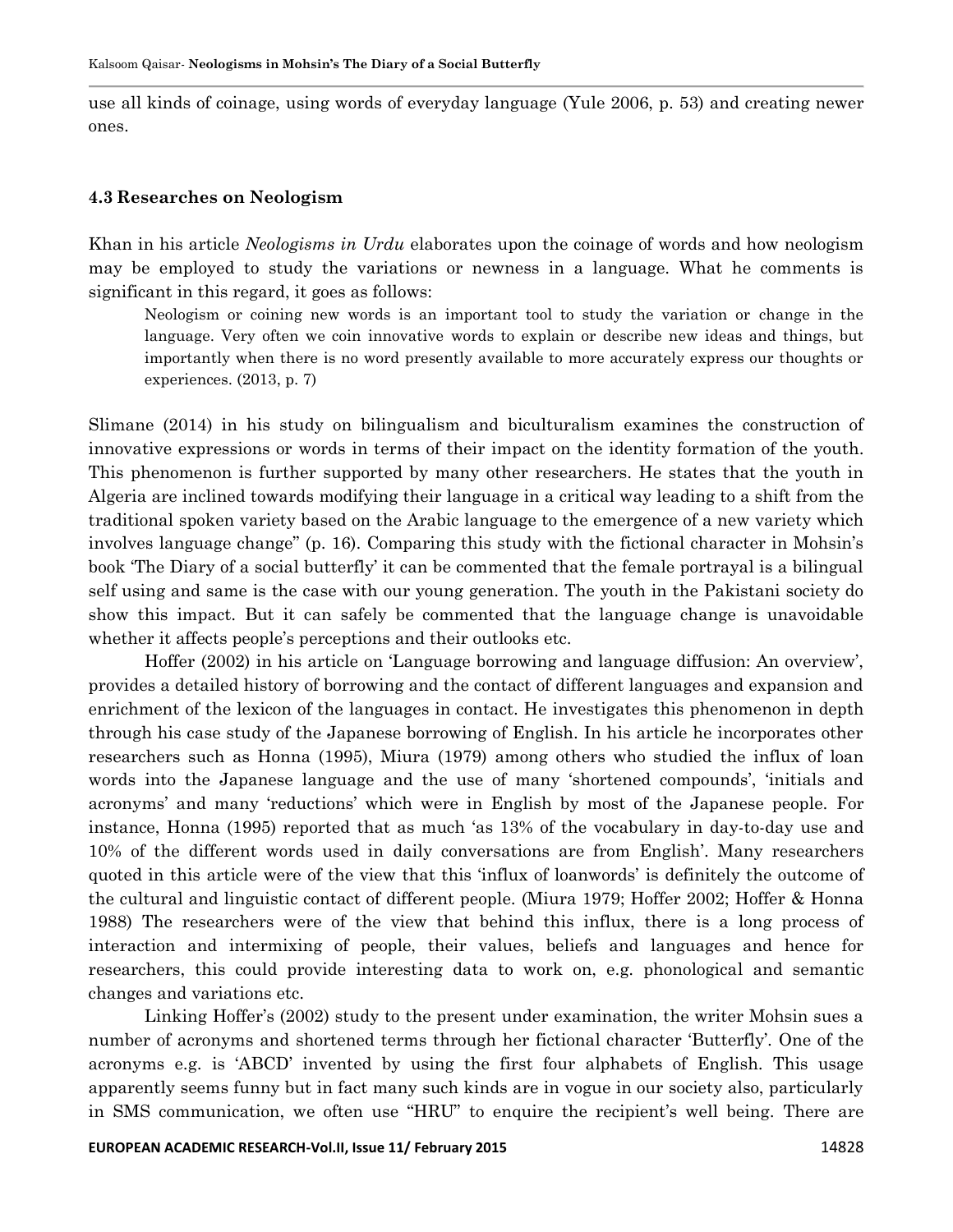use all kinds of coinage, using words of everyday language (Yule 2006, p. 53) and creating newer ones.

### 4.3 Researches on Neologism

Khan in his article *Neologisms in Urdu* elaborates upon the coinage of words and how neologism may be employed to study the variations or newness in a language. What he comments is significant in this regard, it goes as follows:

> Neologism or coining new words is an important tool to study the variation or change in the language. Very often we coin innovative words to explain or describe new ideas and things, but importantly when there is no word presently available to more accurately express our thoughts or experiences. (2013, p. 7)

Slimane (2014) in his study on bilingualism and biculturalism examines the construction of innovative expressions or words in terms of their impact on the identity formation of the youth. This phenomenon is further supported by many other researchers. He states that the youth in Algeria are inclined towards modifying their language in a critical way leading to a shift from the traditional spoken variety based on the Arabic language to the emergence of a new variety which involves language change" (p. 16). Comparing this study with the fictional character in Mohsin's book 'The Diary of a social butterfly' it can be commented that the female portrayal is a bilingual self using and same is the case with our young generation. The youth in the Pakistani society do show this impact. But it can safely be commented that the language change is unavoidable whether it affects people's perceptions and their outlooks etc.

Hoffer (2002) in his article on 'Language borrowing and language diffusion: An overview', provides a detailed history of borrowing and the contact of different languages and expansion and enrichment of the lexicon of the languages in contact. He investigates this phenomenon in depth through his case study of the Japanese borrowing of English. In his article he incorporates other researchers such as Honna (1995), Miura (1979) among others who studied the influx of loan words into the Japanese language and the use of many 'shortened compounds', 'initials and acronyms' and many 'reductions' which were in English by most of the Japanese people. For instance, Honna (1995) reported that as much 'as 13% of the vocabulary in day-to-day use and 10% of the different words used in daily conversations are from English'. Many researchers quoted in this article were of the view that this 'influx of loanwords' is definitely the outcome of the cultural and linguistic contact of different people. (Miura 1979; Hoffer 2002; Hoffer & Honna 1988) The researchers were of the view that behind this influx, there is a long process of interaction and intermixing of people, their values, beliefs and languages and hence for researchers, this could provide interesting data to work on, e.g. phonological and semantic changes and variations etc.

Linking Hoffer's (2002) study to the present under examination, the writer Mohsin sues a number of acronyms and shortened terms through her fictional character 'Butterfly'. One of the acronyms e.g. is 'ABCD' invented by using the first four alphabets of English. This usage apparently seems funny but in fact many such kinds are in vogue in our society also, particularly in SMS communication, we often use "HRU" to enquire the recipient's well being. There are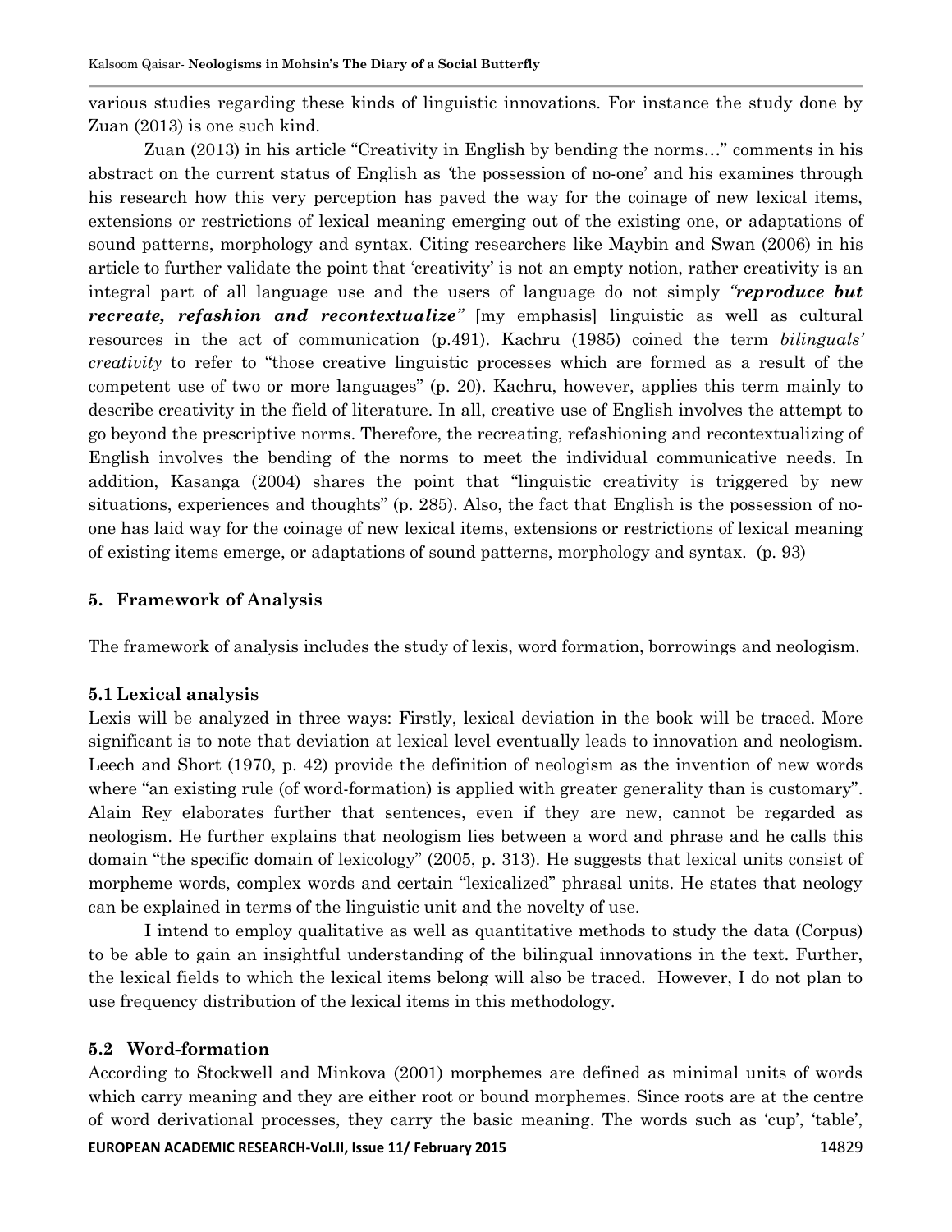various studies regarding these kinds of linguistic innovations. For instance the study done by Zuan (2013) is one such kind.

Zuan (2013) in his article "Creativity in English by bending the norms…" comments in his abstract on the current status of English as *'the possession of no-one'* and his examines through his research how this very perception has paved the way for the coinage of new lexical items, extensions or restrictions of lexical meaning emerging out of the existing one, or adaptations of sound patterns, morphology and syntax. Citing researchers like Maybin and Swan (2006) in his article to further validate the point that 'creativity' is not an empty notion, rather creativity is an integral part of all language use and the users of language do not simply ***"reproduce but recreate, refashion and recontextualize"*** [my emphasis] linguistic as well as cultural resources in the act of communication (p.491). Kachru (1985) coined the term *bilinguals' creativity* to refer to "those creative linguistic processes which are formed as a result of the competent use of two or more languages" (p. 20). Kachru, however, applies this term mainly to describe creativity in the field of literature. In all, creative use of English involves the attempt to go beyond the prescriptive norms. Therefore, the recreating, refashioning and recontextualizing of English involves the bending of the norms to meet the individual communicative needs. In addition, Kasanga (2004) shares the point that "linguistic creativity is triggered by new situations, experiences and thoughts" (p. 285). Also, the fact that English is the possession of no-one has laid way for the coinage of new lexical items, extensions or restrictions of lexical meaning of existing items emerge, or adaptations of sound patterns, morphology and syntax. (p. 93)

## 5. Framework of Analysis

The framework of analysis includes the study of lexis, word formation, borrowings and neologism.

### 5.1 Lexical analysis

Lexis will be analyzed in three ways: Firstly, lexical deviation in the book will be traced. More significant is to note that deviation at lexical level eventually leads to innovation and neologism. Leech and Short (1970, p. 42) provide the definition of neologism as the invention of new words where "an existing rule (of word-formation) is applied with greater generality than is customary". Alain Rey elaborates further that sentences, even if they are new, cannot be regarded as neologism. He further explains that neologism lies between a word and phrase and he calls this domain "the specific domain of lexicology" (2005, p. 313). He suggests that lexical units consist of morpheme words, complex words and certain "lexicalized" phrasal units. He states that neology can be explained in terms of the linguistic unit and the novelty of use.

I intend to employ qualitative as well as quantitative methods to study the data (Corpus) to be able to gain an insightful understanding of the bilingual innovations in the text. Further, the lexical fields to which the lexical items belong will also be traced. However, I do not plan to use frequency distribution of the lexical items in this methodology.

### 5.2 Word-formation

According to Stockwell and Minkova (2001) morphemes are defined as minimal units of words which carry meaning and they are either root or bound morphemes. Since roots are at the centre of word derivational processes, they carry the basic meaning. The words such as 'cup', 'table',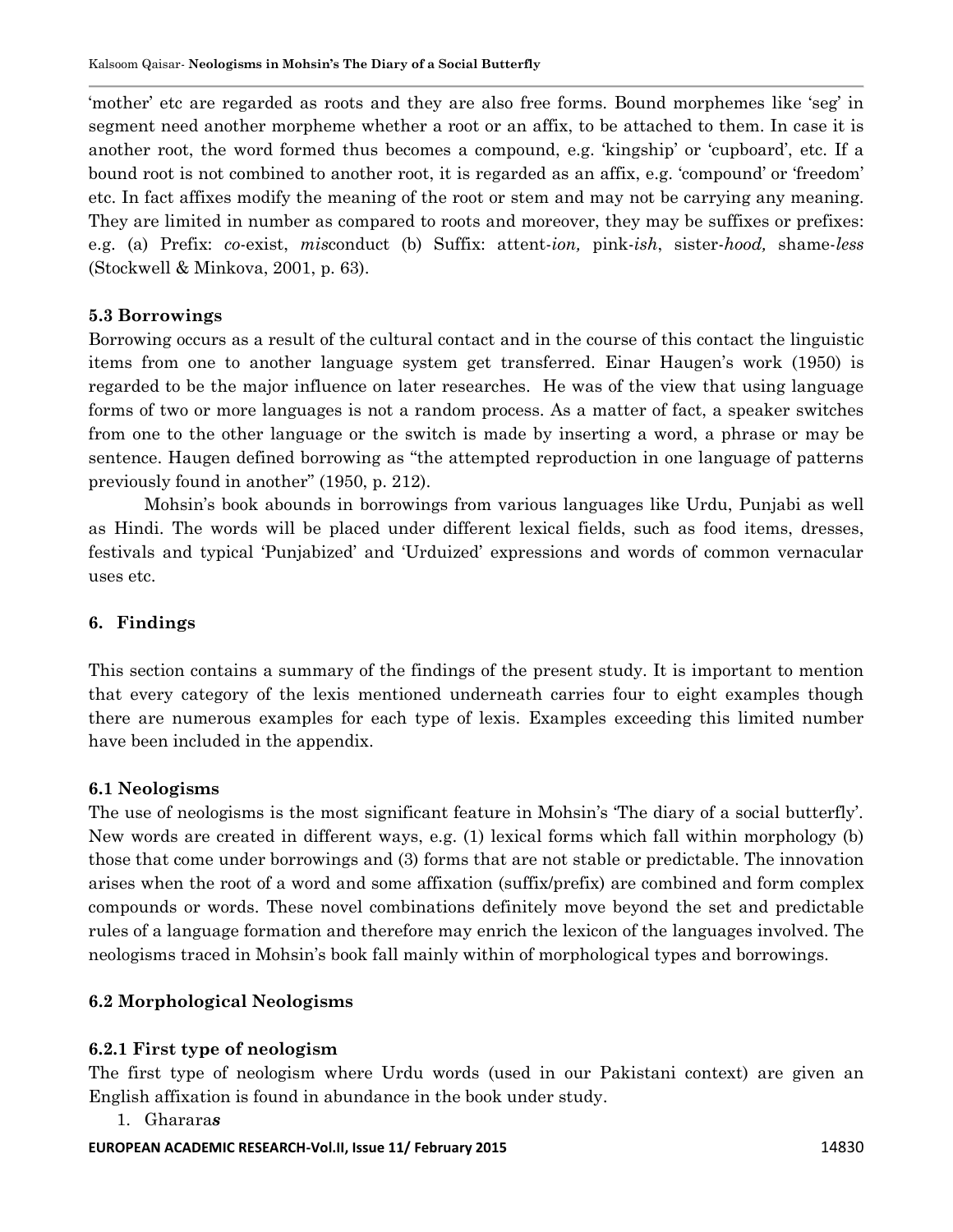'mother' etc are regarded as roots and they are also free forms. Bound morphemes like 'seg' in segment need another morpheme whether a root or an affix, to be attached to them. In case it is another root, the word formed thus becomes a compound, e.g. 'kingship' or 'cupboard', etc. If a bound root is not combined to another root, it is regarded as an affix, e.g. 'compound' or 'freedom' etc. In fact affixes modify the meaning of the root or stem and may not be carrying any meaning. They are limited in number as compared to roots and moreover, they may be suffixes or prefixes: e.g. (a) Prefix: *co*-exist, *mis*conduct (b) Suffix: attent-*ion,* pink-*ish*, sister-*hood,* shame-*less* (Stockwell & Minkova, 2001, p. 63).

### 5.3 Borrowings

Borrowing occurs as a result of the cultural contact and in the course of this contact the linguistic items from one to another language system get transferred. Einar Haugen's work (1950) is regarded to be the major influence on later researches. He was of the view that using language forms of two or more languages is not a random process. As a matter of fact, a speaker switches from one to the other language or the switch is made by inserting a word, a phrase or may be sentence. Haugen defined borrowing as "the attempted reproduction in one language of patterns previously found in another" (1950, p. 212).

Mohsin's book abounds in borrowings from various languages like Urdu, Punjabi as well as Hindi. The words will be placed under different lexical fields, such as food items, dresses, festivals and typical 'Punjabized' and 'Urduized' expressions and words of common vernacular uses etc.

## 6. Findings

This section contains a summary of the findings of the present study. It is important to mention that every category of the lexis mentioned underneath carries four to eight examples though there are numerous examples for each type of lexis. Examples exceeding this limited number have been included in the appendix.

### 6.1 Neologisms

The use of neologisms is the most significant feature in Mohsin's 'The diary of a social butterfly'. New words are created in different ways, e.g. (1) lexical forms which fall within morphology (b) those that come under borrowings and (3) forms that are not stable or predictable. The innovation arises when the root of a word and some affixation (suffix/prefix) are combined and form complex compounds or words. These novel combinations definitely move beyond the set and predictable rules of a language formation and therefore may enrich the lexicon of the languages involved. The neologisms traced in Mohsin's book fall mainly within of morphological types and borrowings.

### 6.2 Morphological Neologisms

#### 6.2.1 First type of neologism

The first type of neologism where Urdu words (used in our Pakistani context) are given an English affixation is found in abundance in the book under study.

1. Gharara***s***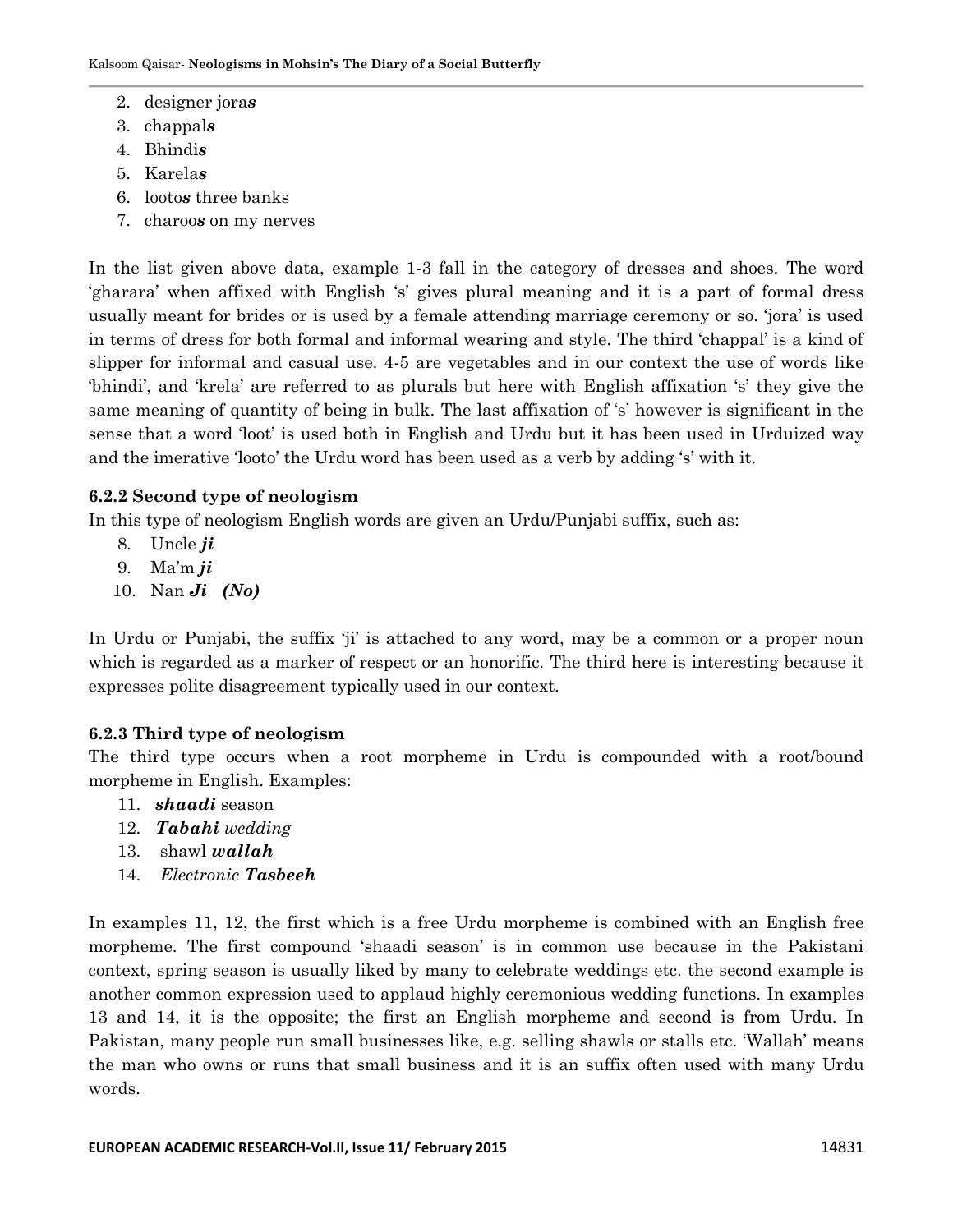2. designer jora***s***
3. chappal***s***
4. Bhindi***s***
5. Karela***s***
6. looto***s*** three banks
7. charoo***s*** on my nerves

In the list given above data, example 1-3 fall in the category of dresses and shoes. The word 'gharara' when affixed with English 's' gives plural meaning and it is a part of formal dress usually meant for brides or is used by a female attending marriage ceremony or so. 'jora' is used in terms of dress for both formal and informal wearing and style. The third 'chappal' is a kind of slipper for informal and casual use. 4-5 are vegetables and in our context the use of words like 'bhindi', and 'krela' are referred to as plurals but here with English affixation 's' they give the same meaning of quantity of being in bulk. The last affixation of 's' however is significant in the sense that a word 'loot' is used both in English and Urdu but it has been used in Urduized way and the imerative 'looto' the Urdu word has been used as a verb by adding 's' with it.

### 6.2.2 Second type of neologism

In this type of neologism English words are given an Urdu/Punjabi suffix, such as:

8. Uncle ***ji***
9. Ma'm ***ji***
10. Nan ***Ji*** ***(No)***

In Urdu or Punjabi, the suffix 'ji' is attached to any word, may be a common or a proper noun which is regarded as a marker of respect or an honorific. The third here is interesting because it expresses polite disagreement typically used in our context.

### 6.2.3 Third type of neologism

The third type occurs when a root morpheme in Urdu is compounded with a root/bound morpheme in English. Examples:

11. ***shaadi*** season
12. ***Tabahi*** *wedding*
13. shawl ***wallah***
14. *Electronic* ***Tasbeeh***

In examples 11, 12, the first which is a free Urdu morpheme is combined with an English free morpheme. The first compound 'shaadi season' is in common use because in the Pakistani context, spring season is usually liked by many to celebrate weddings etc. the second example is another common expression used to applaud highly ceremonious wedding functions. In examples 13 and 14, it is the opposite; the first an English morpheme and second is from Urdu. In Pakistan, many people run small businesses like, e.g. selling shawls or stalls etc. 'Wallah' means the man who owns or runs that small business and it is an suffix often used with many Urdu words.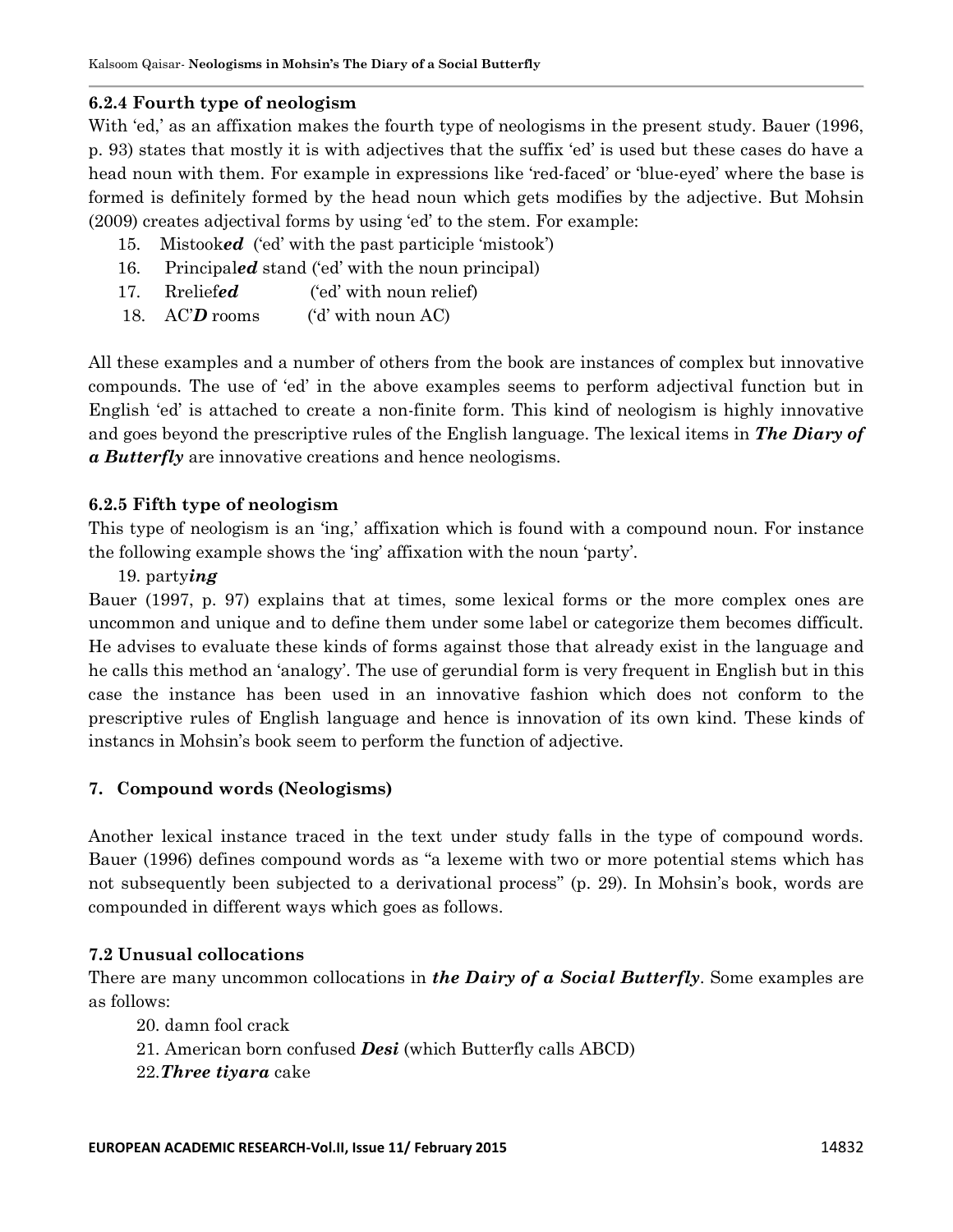### 6.2.4 Fourth type of neologism

With 'ed,' as an affixation makes the fourth type of neologisms in the present study. Bauer (1996, p. 93) states that mostly it is with adjectives that the suffix 'ed' is used but these cases do have a head noun with them. For example in expressions like 'red-faced' or 'blue-eyed' where the base is formed is definitely formed by the head noun which gets modifies by the adjective. But Mohsin (2009) creates adjectival forms by using 'ed' to the stem. For example:

15. Mistook***ed*** ('ed' with the past participle 'mistook')
16. Principal***ed*** stand ('ed' with the noun principal)
17. Rrelief***ed*** ('ed' with noun relief)
18. AC'***D*** rooms ('d' with noun AC)

All these examples and a number of others from the book are instances of complex but innovative compounds. The use of 'ed' in the above examples seems to perform adjectival function but in English 'ed' is attached to create a non-finite form. This kind of neologism is highly innovative and goes beyond the prescriptive rules of the English language. The lexical items in ***The Diary of a Butterfly*** are innovative creations and hence neologisms.

### 6.2.5 Fifth type of neologism

This type of neologism is an 'ing,' affixation which is found with a compound noun. For instance the following example shows the 'ing' affixation with the noun 'party'.

19. party***ing***

Bauer (1997, p. 97) explains that at times, some lexical forms or the more complex ones are uncommon and unique and to define them under some label or categorize them becomes difficult. He advises to evaluate these kinds of forms against those that already exist in the language and he calls this method an 'analogy'. The use of gerundial form is very frequent in English but in this case the instance has been used in an innovative fashion which does not conform to the prescriptive rules of English language and hence is innovation of its own kind. These kinds of instancs in Mohsin's book seem to perform the function of adjective.

## 7. Compound words (Neologisms)

Another lexical instance traced in the text under study falls in the type of compound words. Bauer (1996) defines compound words as "a lexeme with two or more potential stems which has not subsequently been subjected to a derivational process" (p. 29). In Mohsin's book, words are compounded in different ways which goes as follows.

### 7.2 Unusual collocations

There are many uncommon collocations in ***the Dairy of a Social Butterfly***. Some examples are as follows:

20. damn fool crack
21. American born confused ***Desi*** (which Butterfly calls ABCD)
22. ***Three tiyara*** cake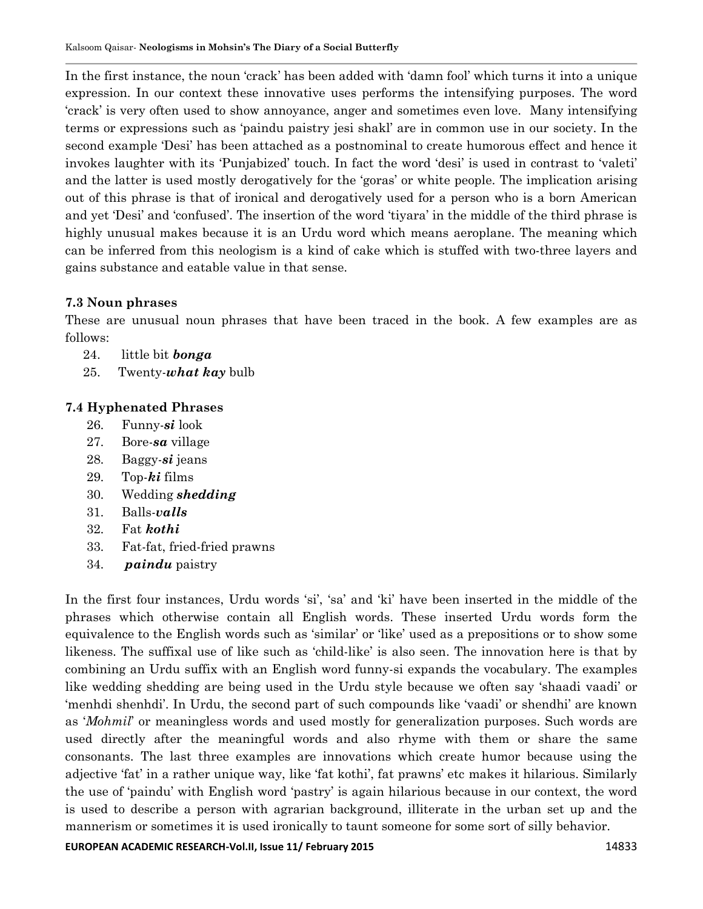In the first instance, the noun 'crack' has been added with 'damn fool' which turns it into a unique expression. In our context these innovative uses performs the intensifying purposes. The word 'crack' is very often used to show annoyance, anger and sometimes even love. Many intensifying terms or expressions such as 'paindu paistry jesi shakl' are in common use in our society. In the second example 'Desi' has been attached as a postnominal to create humorous effect and hence it invokes laughter with its 'Punjabized' touch. In fact the word 'desi' is used in contrast to 'valeti' and the latter is used mostly derogatively for the 'goras' or white people. The implication arising out of this phrase is that of ironical and derogatively used for a person who is a born American and yet 'Desi' and 'confused'. The insertion of the word 'tiyara' in the middle of the third phrase is highly unusual makes because it is an Urdu word which means aeroplane. The meaning which can be inferred from this neologism is a kind of cake which is stuffed with two-three layers and gains substance and eatable value in that sense.

### 7.3 Noun phrases

These are unusual noun phrases that have been traced in the book. A few examples are as follows:

24. little bit ***bonga***
25. Twenty-***what kay*** bulb

### 7.4 Hyphenated Phrases

26. Funny-***si*** look
27. Bore-***sa*** village
28. Baggy-***si*** jeans
29. Top-***ki*** films
30. Wedding ***shedding***
31. Balls-***valls***
32. Fat ***kothi***
33. Fat-fat, fried-fried prawns
34. ***paindu*** paistry

In the first four instances, Urdu words 'si', 'sa' and 'ki' have been inserted in the middle of the phrases which otherwise contain all English words. These inserted Urdu words form the equivalence to the English words such as 'similar' or 'like' used as a prepositions or to show some likeness. The suffixal use of like such as 'child-like' is also seen. The innovation here is that by combining an Urdu suffix with an English word funny-si expands the vocabulary. The examples like wedding shedding are being used in the Urdu style because we often say 'shaadi vaadi' or 'menhdi shenhdi'. In Urdu, the second part of such compounds like 'vaadi' or shendhi' are known as '*Mohmil*' or meaningless words and used mostly for generalization purposes. Such words are used directly after the meaningful words and also rhyme with them or share the same consonants. The last three examples are innovations which create humor because using the adjective 'fat' in a rather unique way, like 'fat kothi', fat prawns' etc makes it hilarious. Similarly the use of 'paindu' with English word 'pastry' is again hilarious because in our context, the word is used to describe a person with agrarian background, illiterate in the urban set up and the mannerism or sometimes it is used ironically to taunt someone for some sort of silly behavior.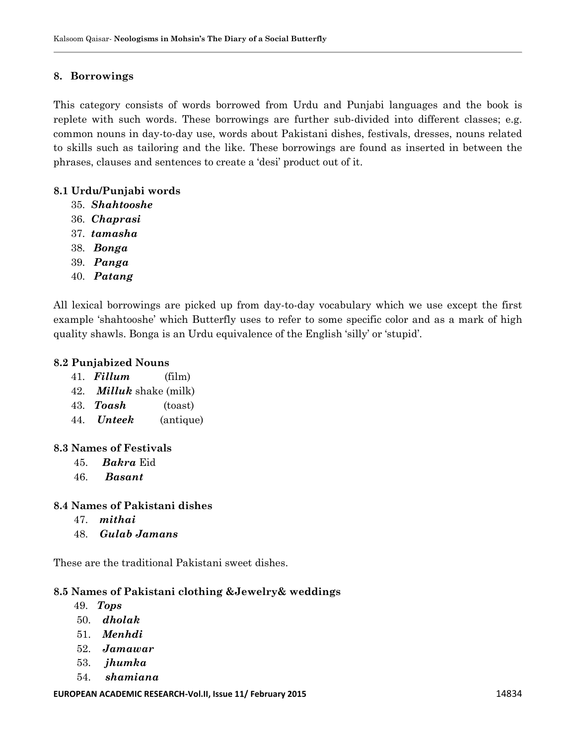## 8. Borrowings

This category consists of words borrowed from Urdu and Punjabi languages and the book is replete with such words. These borrowings are further sub-divided into different classes; e.g. common nouns in day-to-day use, words about Pakistani dishes, festivals, dresses, nouns related to skills such as tailoring and the like. These borrowings are found as inserted in between the phrases, clauses and sentences to create a 'desi' product out of it.

### 8.1 Urdu/Punjabi words

35. ***Shahtooshe***
36. ***Chaprasi***
37. ***tamasha***
38. ***Bonga***
39. ***Panga***
40. ***Patang***

All lexical borrowings are picked up from day-to-day vocabulary which we use except the first example 'shahtooshe' which Butterfly uses to refer to some specific color and as a mark of high quality shawls. Bonga is an Urdu equivalence of the English 'silly' or 'stupid'.

### 8.2 Punjabized Nouns

41. ***Fillum*** (film)
42. ***Milluk*** shake (milk)
43. ***Toash*** (toast)
44. ***Unteek*** (antique)

### 8.3 Names of Festivals

45. ***Bakra*** Eid
46. ***Basant***

### 8.4 Names of Pakistani dishes

47. ***mithai***
48. ***Gulab Jamans***

These are the traditional Pakistani sweet dishes.

### 8.5 Names of Pakistani clothing &Jewelry& weddings

49. ***Tops***
50. ***dholak***
51. ***Menhdi***
52. ***Jamawar***
53. ***jhumka***
54. ***shamiana***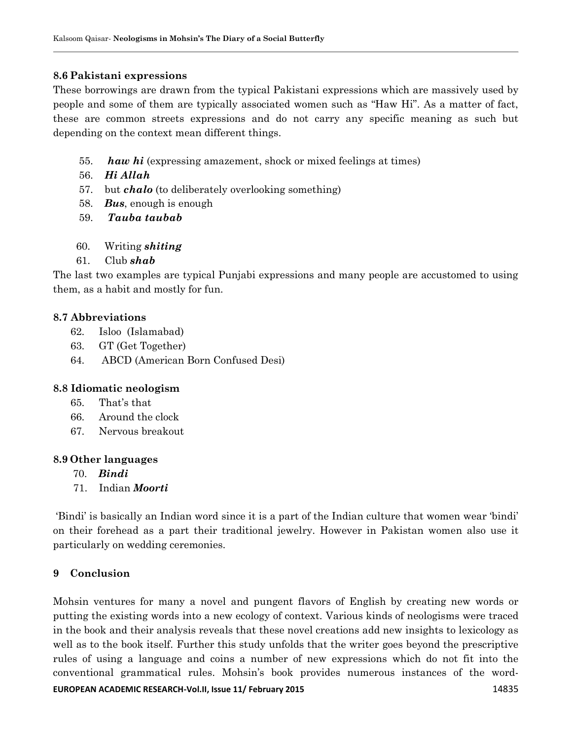### 8.6 Pakistani expressions

These borrowings are drawn from the typical Pakistani expressions which are massively used by people and some of them are typically associated women such as "Haw Hi". As a matter of fact, these are common streets expressions and do not carry any specific meaning as such but depending on the context mean different things.

55. ***haw hi*** (expressing amazement, shock or mixed feelings at times)
56. ***Hi Allah***
57. but ***chalo*** (to deliberately overlooking something)
58. ***Bus***, enough is enough
59. ***Tauba taubab***

60. Writing ***shiting***
61. Club ***shab***

The last two examples are typical Punjabi expressions and many people are accustomed to using them, as a habit and mostly for fun.

### 8.7 Abbreviations

62. Isloo (Islamabad)
63. GT (Get Together)
64. ABCD (American Born Confused Desi)

### 8.8 Idiomatic neologism

65. That's that
66. Around the clock
67. Nervous breakout

### 8.9 Other languages

70. ***Bindi***
71. Indian ***Moorti***

'Bindi' is basically an Indian word since it is a part of the Indian culture that women wear 'bindi' on their forehead as a part their traditional jewelry. However in Pakistan women also use it particularly on wedding ceremonies.

## 9 Conclusion

Mohsin ventures for many a novel and pungent flavors of English by creating new words or putting the existing words into a new ecology of context. Various kinds of neologisms were traced in the book and their analysis reveals that these novel creations add new insights to lexicology as well as to the book itself. Further this study unfolds that the writer goes beyond the prescriptive rules of using a language and coins a number of new expressions which do not fit into the conventional grammatical rules. Mohsin's book provides numerous instances of the word-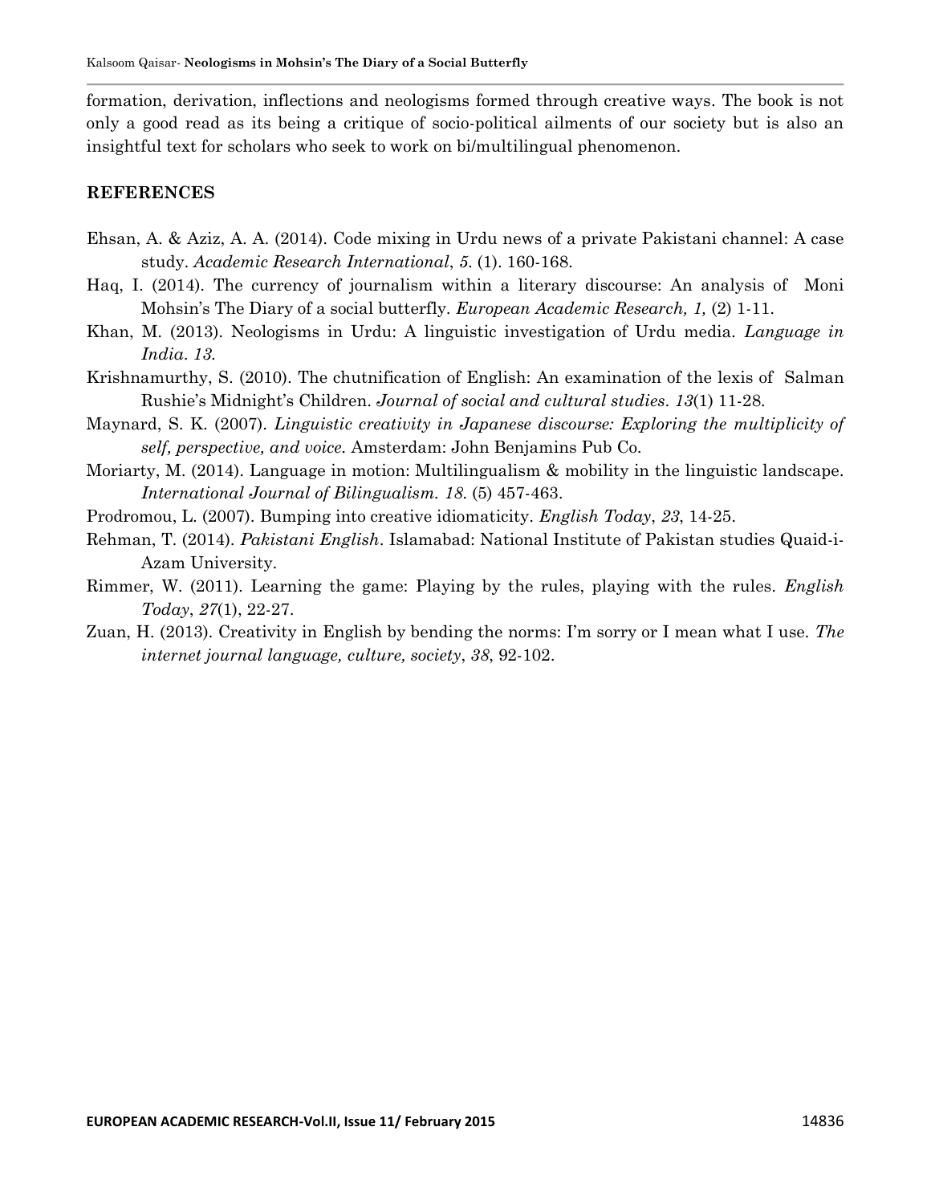formation, derivation, inflections and neologisms formed through creative ways. The book is not only a good read as its being a critique of socio-political ailments of our society but is also an insightful text for scholars who seek to work on bi/multilingual phenomenon.

## REFERENCES

Ehsan, A. & Aziz, A. A. (2014). Code mixing in Urdu news of a private Pakistani channel: A case study. *Academic Research International*, *5*. (1). 160-168.

Haq, I. (2014). The currency of journalism within a literary discourse: An analysis of Moni Mohsin's The Diary of a social butterfly. *European Academic Research, 1,* (2) 1-11.

Khan, M. (2013). Neologisms in Urdu: A linguistic investigation of Urdu media. *Language in India*. *13*.

Krishnamurthy, S. (2010). The chutnification of English: An examination of the lexis of Salman Rushie's Midnight's Children. *Journal of social and cultural studies*. *13*(1) 11-28.

Maynard, S. K. (2007). *Linguistic creativity in Japanese discourse: Exploring the multiplicity of self, perspective, and voice*. Amsterdam: John Benjamins Pub Co.

Moriarty, M. (2014). Language in motion: Multilingualism & mobility in the linguistic landscape. *International Journal of Bilingualism*. *18*. (5) 457-463.

Prodromou, L. (2007). Bumping into creative idiomaticity. *English Today*, *23*, 14-25.

Rehman, T. (2014). *Pakistani English*. Islamabad: National Institute of Pakistan studies Quaid-i-Azam University.

Rimmer, W. (2011). Learning the game: Playing by the rules, playing with the rules. *English Today*, *27*(1), 22-27.

Zuan, H. (2013). Creativity in English by bending the norms: I'm sorry or I mean what I use. *The internet journal language, culture, society*, *38*, 92-102.